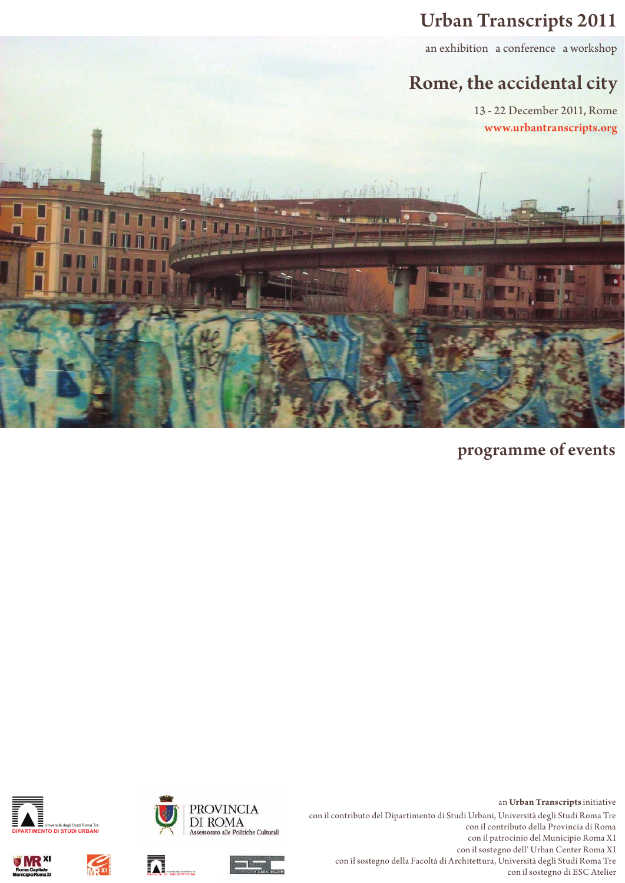# Urban Transcripts 2011

an exhibition a conference a workshop

## Rome, the accidental city

13 - 22 December 2011, Rome

www.urbantranscripts.org

## programme of events

an **Urban Transcripts** initiative

con il contributo del Dipartimento di Studi Urbani, Università degli Studi Roma Tre

con il contributo della Provincia di Roma

con il patrocinio del Municipio Roma XI

con il sostegno dell' Urban Center Roma XI

con il sostegno della Facoltà di Architettura, Università degli Studi Roma Tre

con il sostegno di ESC Atelier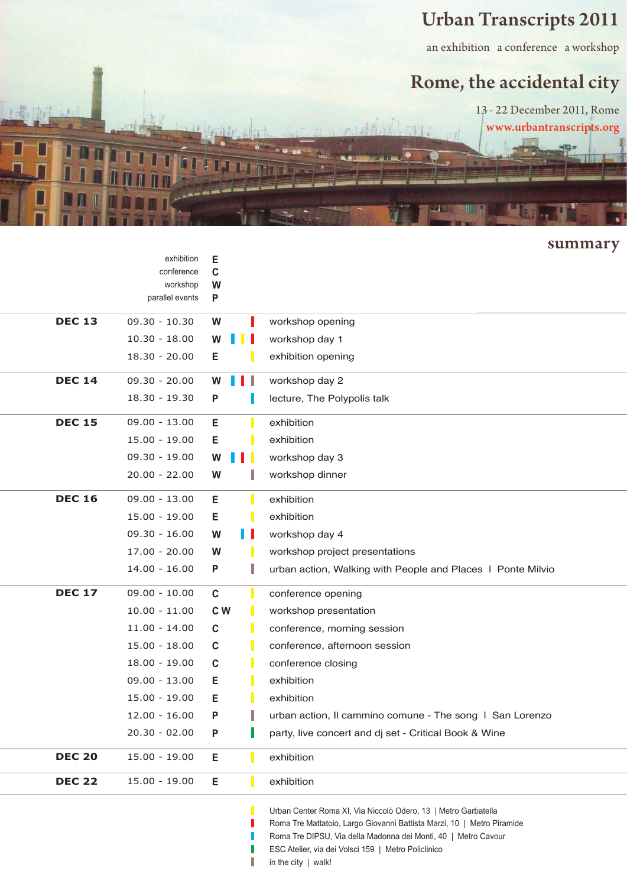# Urban Transcripts 2011

an exhibition a conference a workshop

## Rome, the accidental city

13 - 22 December 2011, Rome

www.urbantranscripts.org

## summary

exhibition E
conference C
workshop W
parallel events P

| | | | | |
|---|---|---|---|---|
| **DEC 13** | 09.30 - 10.30 | W | ▌(red) | workshop opening |
| | 10.30 - 18.00 | W | ▌(blue) ▌(yellow) ▌(red) | workshop day 1 |
| | 18.30 - 20.00 | E | ▌(yellow) | exhibition opening |
| **DEC 14** | 09.30 - 20.00 | W | ▌(blue) ▌(red) ▌(grey) | workshop day 2 |
| | 18.30 - 19.30 | P | ▌(blue) | lecture, The Polypolis talk |
| **DEC 15** | 09.00 - 13.00 | E | ▌(yellow) | exhibition |
| | 15.00 - 19.00 | E | ▌(yellow) | exhibition |
| | 09.30 - 19.00 | W | ▌(blue) ▌(red) ▌(yellow) | workshop day 3 |
| | 20.00 - 22.00 | W | ▌(grey) | workshop dinner |
| **DEC 16** | 09.00 - 13.00 | E | ▌(yellow) | exhibition |
| | 15.00 - 19.00 | E | ▌(yellow) | exhibition |
| | 09.30 - 16.00 | W | ▌(blue) ▌(red) | workshop day 4 |
| | 17.00 - 20.00 | W | ▌(yellow) | workshop project presentations |
| | 14.00 - 16.00 | P | ▌(grey) | urban action, Walking with People and Places I Ponte Milvio |
| **DEC 17** | 09.00 - 10.00 | C | ▌(yellow) | conference opening |
| | 10.00 - 11.00 | C W | ▌(yellow) | workshop presentation |
| | 11.00 - 14.00 | C | ▌(yellow) | conference, morning session |
| | 15.00 - 18.00 | C | ▌(yellow) | conference, afternoon session |
| | 18.00 - 19.00 | C | ▌(yellow) | conference closing |
| | 09.00 - 13.00 | E | ▌(yellow) | exhibition |
| | 15.00 - 19.00 | E | ▌(yellow) | exhibition |
| | 12.00 - 16.00 | P | ▌(grey) | urban action, Il cammino comune - The song I San Lorenzo |
| | 20.30 - 02.00 | P | ▌(green) | party, live concert and dj set - Critical Book & Wine |
| **DEC 20** | 15.00 - 19.00 | E | ▌(yellow) | exhibition |
| **DEC 22** | 15.00 - 19.00 | E | ▌(yellow) | exhibition |

▌(yellow) Urban Center Roma XI, Via Niccolò Odero, 13 | Metro Garbatella
▌(red) Roma Tre Mattatoio, Largo Giovanni Battista Marzi, 10 | Metro Piramide
▌(blue) Roma Tre DIPSU, Via della Madonna dei Monti, 40 | Metro Cavour
▌(green) ESC Atelier, via dei Volsci 159 | Metro Policlinico
▌(grey) in the city | walk!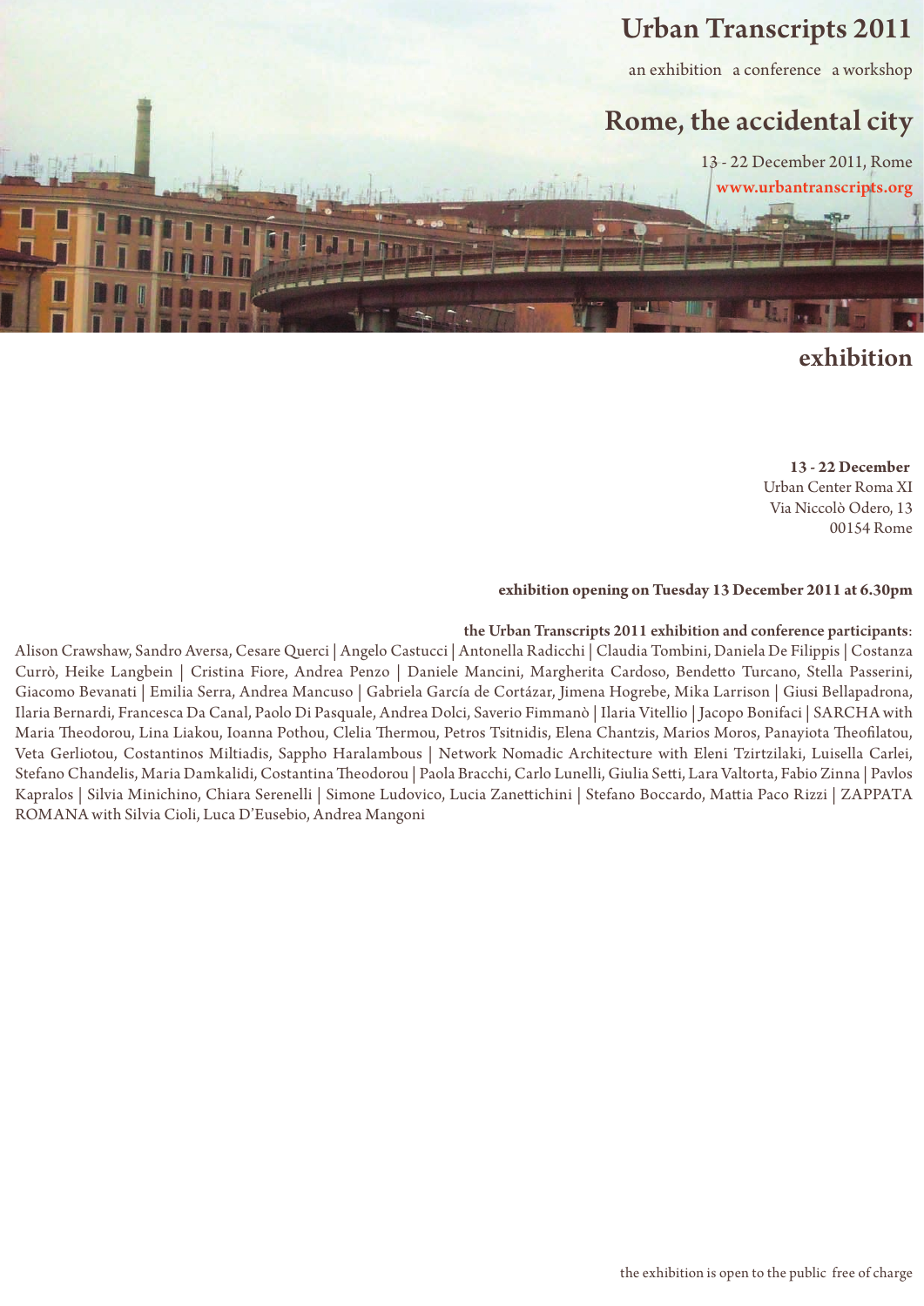# Urban Transcripts 2011

an exhibition a conference a workshop

## Rome, the accidental city

13 - 22 December 2011, Rome

www.urbantranscripts.org

## exhibition

**13 - 22 December**
Urban Center Roma XI
Via Niccolò Odero, 13
00154 Rome

**exhibition opening on Tuesday 13 December 2011 at 6.30pm**

**the Urban Transcripts 2011 exhibition and conference participants**:

Alison Crawshaw, Sandro Aversa, Cesare Querci | Angelo Castucci | Antonella Radicchi | Claudia Tombini, Daniela De Filippis | Costanza Currò, Heike Langbein | Cristina Fiore, Andrea Penzo | Daniele Mancini, Margherita Cardoso, Bendetto Turcano, Stella Passerini, Giacomo Bevanati | Emilia Serra, Andrea Mancuso | Gabriela García de Cortázar, Jimena Hogrebe, Mika Larrison | Giusi Bellapadrona, Ilaria Bernardi, Francesca Da Canal, Paolo Di Pasquale, Andrea Dolci, Saverio Fimmanò | Ilaria Vitellio | Jacopo Bonifaci | SARCHA with Maria Theodorou, Lina Liakou, Ioanna Pothou, Clelia Thermou, Petros Tsitnidis, Elena Chantzis, Marios Moros, Panayiota Theofilatou, Veta Gerliotou, Costantinos Miltiadis, Sappho Haralambous | Network Nomadic Architecture with Eleni Tzirtzilaki, Luisella Carlei, Stefano Chandelis, Maria Damkalidi, Costantina Theodorou | Paola Bracchi, Carlo Lunelli, Giulia Setti, Lara Valtorta, Fabio Zinna | Pavlos Kapralos | Silvia Minichino, Chiara Serenelli | Simone Ludovico, Lucia Zanettichini | Stefano Boccardo, Mattia Paco Rizzi | ZAPPATA ROMANA with Silvia Cioli, Luca D'Eusebio, Andrea Mangoni

the exhibition is open to the public free of charge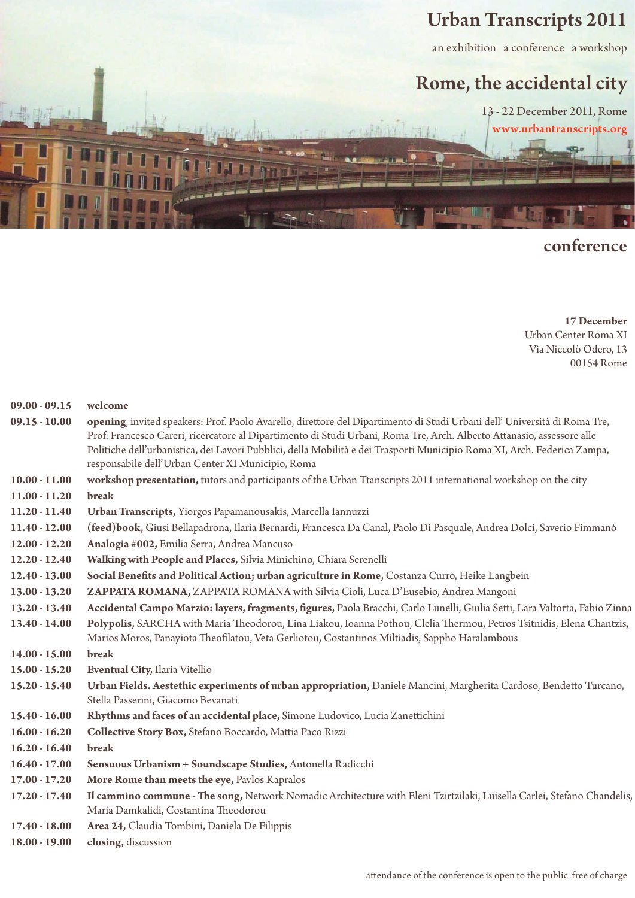# Urban Transcripts 2011

an exhibition a conference a workshop

## Rome, the accidental city

13 - 22 December 2011, Rome

www.urbantranscripts.org

## conference

**17 December**
Urban Center Roma XI
Via Niccolò Odero, 13
00154 Rome

| | |
|---|---|
| **09.00 - 09.15** | **welcome** |
| **09.15 - 10.00** | **opening**, invited speakers: Prof. Paolo Avarello, direttore del Dipartimento di Studi Urbani dell' Università di Roma Tre, Prof. Francesco Careri, ricercatore al Dipartimento di Studi Urbani, Roma Tre, Arch. Alberto Attanasio, assessore alle Politiche dell'urbanistica, dei Lavori Pubblici, della Mobilità e dei Trasporti Municipio Roma XI, Arch. Federica Zampa, responsabile dell'Urban Center XI Municipio, Roma |
| **10.00 - 11.00** | **workshop presentation,** tutors and participants of the Urban Ttanscripts 2011 international workshop on the city |
| **11.00 - 11.20** | **break** |
| **11.20 - 11.40** | **Urban Transcripts,** Yiorgos Papamanousakis, Marcella Iannuzzi |
| **11.40 - 12.00** | **(feed)book,** Giusi Bellapadrona, Ilaria Bernardi, Francesca Da Canal, Paolo Di Pasquale, Andrea Dolci, Saverio Fimmanò |
| **12.00 - 12.20** | **Analogia #002,** Emilia Serra, Andrea Mancuso |
| **12.20 - 12.40** | **Walking with People and Places,** Silvia Minichino, Chiara Serenelli |
| **12.40 - 13.00** | **Social Benefits and Political Action; urban agriculture in Rome,** Costanza Currò, Heike Langbein |
| **13.00 - 13.20** | **ZAPPATA ROMANA,** ZAPPATA ROMANA with Silvia Cioli, Luca D'Eusebio, Andrea Mangoni |
| **13.20 - 13.40** | **Accidental Campo Marzio: layers, fragments, figures,** Paola Bracchi, Carlo Lunelli, Giulia Setti, Lara Valtorta, Fabio Zinna |
| **13.40 - 14.00** | **Polypolis,** SARCHA with Maria Theodorou, Lina Liakou, Ioanna Pothou, Clelia Thermou, Petros Tsitnidis, Elena Chantzis, Marios Moros, Panayiota Theofilatou, Veta Gerliotou, Costantinos Miltiadis, Sappho Haralambous |
| **14.00 - 15.00** | **break** |
| **15.00 - 15.20** | **Eventual City,** Ilaria Vitellio |
| **15.20 - 15.40** | **Urban Fields. Aestethic experiments of urban appropriation,** Daniele Mancini, Margherita Cardoso, Bendetto Turcano, Stella Passerini, Giacomo Bevanati |
| **15.40 - 16.00** | **Rhythms and faces of an accidental place,** Simone Ludovico, Lucia Zanettichini |
| **16.00 - 16.20** | **Collective Story Box,** Stefano Boccardo, Mattia Paco Rizzi |
| **16.20 - 16.40** | **break** |
| **16.40 - 17.00** | **Sensuous Urbanism + Soundscape Studies,** Antonella Radicchi |
| **17.00 - 17.20** | **More Rome than meets the eye,** Pavlos Kapralos |
| **17.20 - 17.40** | **Il cammino commune - The song,** Network Nomadic Architecture with Eleni Tzirtzilaki, Luisella Carlei, Stefano Chandelis, Maria Damkalidi, Costantina Theodorou |
| **17.40 - 18.00** | **Area 24,** Claudia Tombini, Daniela De Filippis |
| **18.00 - 19.00** | **closing,** discussion |

attendance of the conference is open to the public free of charge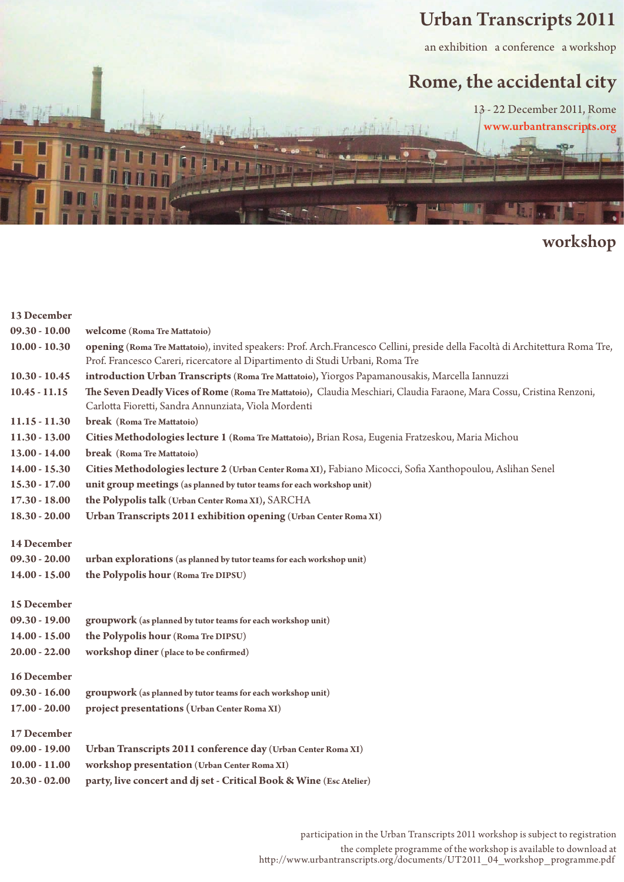# Urban Transcripts 2011

an exhibition a conference a workshop

## Rome, the accidental city

13 - 22 December 2011, Rome

www.urbantranscripts.org

## workshop

**13 December**

| | |
|---|---|
| **09.30 - 10.00** | **welcome (Roma Tre Mattatoio)** |
| **10.00 - 10.30** | **opening (Roma Tre Mattatoio)**, invited speakers: Prof. Arch.Francesco Cellini, preside della Facoltà di Architettura Roma Tre, Prof. Francesco Careri, ricercatore al Dipartimento di Studi Urbani, Roma Tre |
| **10.30 - 10.45** | **introduction Urban Transcripts (Roma Tre Mattatoio)**, Yiorgos Papamanousakis, Marcella Iannuzzi |
| **10.45 - 11.15** | **The Seven Deadly Vices of Rome (Roma Tre Mattatoio)**, Claudia Meschiari, Claudia Faraone, Mara Cossu, Cristina Renzoni, Carlotta Fioretti, Sandra Annunziata, Viola Mordenti |
| **11.15 - 11.30** | **break (Roma Tre Mattatoio)** |
| **11.30 - 13.00** | **Cities Methodologies lecture 1 (Roma Tre Mattatoio)**, Brian Rosa, Eugenia Fratzeskou, Maria Michou |
| **13.00 - 14.00** | **break (Roma Tre Mattatoio)** |
| **14.00 - 15.30** | **Cities Methodologies lecture 2 (Urban Center Roma XI)**, Fabiano Micocci, Sofia Xanthopoulou, Aslihan Senel |
| **15.30 - 17.00** | **unit group meetings (as planned by tutor teams for each workshop unit)** |
| **17.30 - 18.00** | **the Polypolis talk (Urban Center Roma XI)**, SARCHA |
| **18.30 - 20.00** | **Urban Transcripts 2011 exhibition opening (Urban Center Roma XI)** |

**14 December**

| | |
|---|---|
| **09.30 - 20.00** | **urban explorations (as planned by tutor teams for each workshop unit)** |
| **14.00 - 15.00** | **the Polypolis hour (Roma Tre DIPSU)** |

**15 December**

| | |
|---|---|
| **09.30 - 19.00** | **groupwork (as planned by tutor teams for each workshop unit)** |
| **14.00 - 15.00** | **the Polypolis hour (Roma Tre DIPSU)** |
| **20.00 - 22.00** | **workshop diner (place to be confirmed)** |

**16 December**

| | |
|---|---|
| **09.30 - 16.00** | **groupwork (as planned by tutor teams for each workshop unit)** |
| **17.00 - 20.00** | **project presentations (Urban Center Roma XI)** |

**17 December**

| | |
|---|---|
| **09.00 - 19.00** | **Urban Transcripts 2011 conference day (Urban Center Roma XI)** |
| **10.00 - 11.00** | **workshop presentation (Urban Center Roma XI)** |
| **20.30 - 02.00** | **party, live concert and dj set - Critical Book & Wine (Esc Atelier)** |

participation in the Urban Transcripts 2011 workshop is subject to registration

the complete programme of the workshop is available to download at
http://www.urbantranscripts.org/documents/UT2011_04_workshop_programme.pdf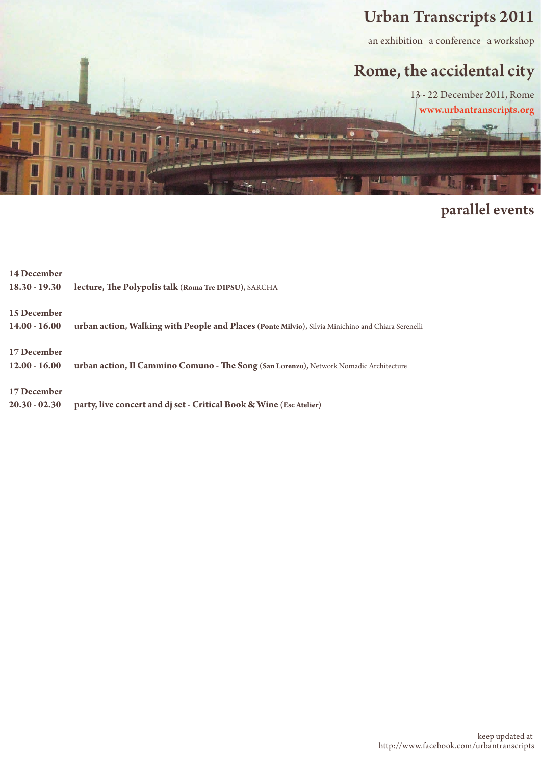# Urban Transcripts 2011

an exhibition a conference a workshop

## Rome, the accidental city

13 - 22 December 2011, Rome

www.urbantranscripts.org

## parallel events

**14 December**
**18.30 - 19.30** **lecture, The Polypolis talk (Roma Tre DIPSU)**, SARCHA

**15 December**
**14.00 - 16.00** **urban action, Walking with People and Places (Ponte Milvio)**, Silvia Minichino and Chiara Serenelli

**17 December**
**12.00 - 16.00** **urban action, Il Cammino Comuno - The Song (San Lorenzo)**, Network Nomadic Architecture

**17 December**
**20.30 - 02.30** **party, live concert and dj set - Critical Book & Wine (Esc Atelier)**

keep updated at
http://www.facebook.com/urbantranscripts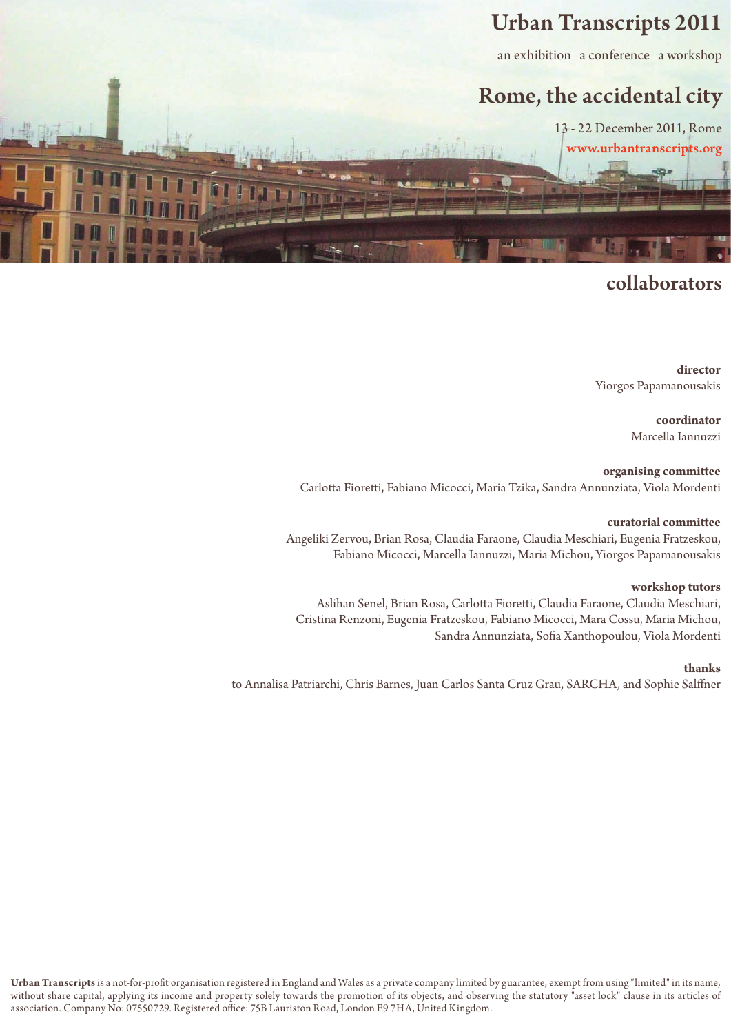# Urban Transcripts 2011

an exhibition a conference a workshop

## Rome, the accidental city

13 - 22 December 2011, Rome
www.urbantranscripts.org

## collaborators

**director**
Yiorgos Papamanousakis

**coordinator**
Marcella Iannuzzi

**organising committee**
Carlotta Fioretti, Fabiano Micocci, Maria Tzika, Sandra Annunziata, Viola Mordenti

**curatorial committee**
Angeliki Zervou, Brian Rosa, Claudia Faraone, Claudia Meschiari, Eugenia Fratzeskou, Fabiano Micocci, Marcella Iannuzzi, Maria Michou, Yiorgos Papamanousakis

**workshop tutors**
Aslihan Senel, Brian Rosa, Carlotta Fioretti, Claudia Faraone, Claudia Meschiari, Cristina Renzoni, Eugenia Fratzeskou, Fabiano Micocci, Mara Cossu, Maria Michou, Sandra Annunziata, Sofia Xanthopoulou, Viola Mordenti

**thanks**
to Annalisa Patriarchi, Chris Barnes, Juan Carlos Santa Cruz Grau, SARCHA, and Sophie Salffner

**Urban Transcripts** is a not-for-profit organisation registered in England and Wales as a private company limited by guarantee, exempt from using "limited" in its name, without share capital, applying its income and property solely towards the promotion of its objects, and observing the statutory "asset lock" clause in its articles of association. Company No: 07550729. Registered office: 75B Lauriston Road, London E9 7HA, United Kingdom.